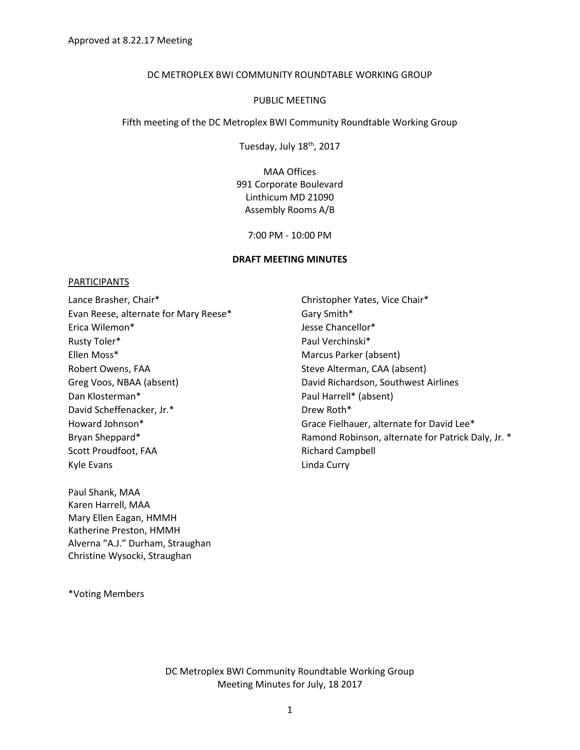Approved at 8.22.17 Meeting

DC METROPLEX BWI COMMUNITY ROUNDTABLE WORKING GROUP

PUBLIC MEETING

Fifth meeting of the DC Metroplex BWI Community Roundtable Working Group

Tuesday, July 18th, 2017

MAA Offices
991 Corporate Boulevard
Linthicum MD 21090
Assembly Rooms A/B

7:00 PM - 10:00 PM

**DRAFT MEETING MINUTES**

PARTICIPANTS

Lance Brasher, Chair*
Evan Reese, alternate for Mary Reese*
Erica Wilemon*
Rusty Toler*
Ellen Moss*
Robert Owens, FAA
Greg Voos, NBAA (absent)
Dan Klosterman*
David Scheffenacker, Jr.*
Howard Johnson*
Bryan Sheppard*
Scott Proudfoot, FAA
Kyle Evans

Christopher Yates, Vice Chair*
Gary Smith*
Jesse Chancellor*
Paul Verchinski*
Marcus Parker (absent)
Steve Alterman, CAA (absent)
David Richardson, Southwest Airlines
Paul Harrell* (absent)
Drew Roth*
Grace Fielhauer, alternate for David Lee*
Ramond Robinson, alternate for Patrick Daly, Jr. *
Richard Campbell
Linda Curry

Paul Shank, MAA
Karen Harrell, MAA
Mary Ellen Eagan, HMMH
Katherine Preston, HMMH
Alverna "A.J." Durham, Straughan
Christine Wysocki, Straughan

*Voting Members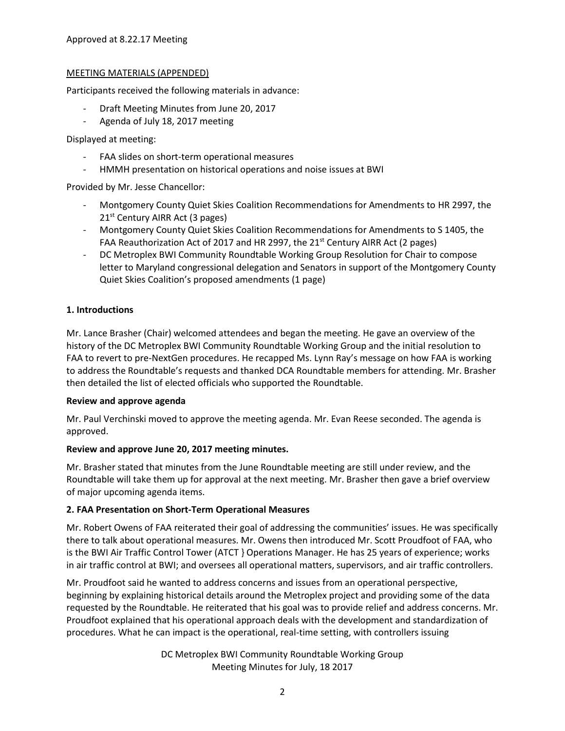Approved at 8.22.17 Meeting

MEETING MATERIALS (APPENDED)

Participants received the following materials in advance:

- Draft Meeting Minutes from June 20, 2017
- Agenda of July 18, 2017 meeting

Displayed at meeting:

- FAA slides on short-term operational measures
- HMMH presentation on historical operations and noise issues at BWI

Provided by Mr. Jesse Chancellor:

- Montgomery County Quiet Skies Coalition Recommendations for Amendments to HR 2997, the 21st Century AIRR Act (3 pages)
- Montgomery County Quiet Skies Coalition Recommendations for Amendments to S 1405, the FAA Reauthorization Act of 2017 and HR 2997, the 21st Century AIRR Act (2 pages)
- DC Metroplex BWI Community Roundtable Working Group Resolution for Chair to compose letter to Maryland congressional delegation and Senators in support of the Montgomery County Quiet Skies Coalition's proposed amendments (1 page)

**1. Introductions**

Mr. Lance Brasher (Chair) welcomed attendees and began the meeting. He gave an overview of the history of the DC Metroplex BWI Community Roundtable Working Group and the initial resolution to FAA to revert to pre-NextGen procedures. He recapped Ms. Lynn Ray's message on how FAA is working to address the Roundtable's requests and thanked DCA Roundtable members for attending. Mr. Brasher then detailed the list of elected officials who supported the Roundtable.

**Review and approve agenda**

Mr. Paul Verchinski moved to approve the meeting agenda. Mr. Evan Reese seconded. The agenda is approved.

**Review and approve June 20, 2017 meeting minutes.**

Mr. Brasher stated that minutes from the June Roundtable meeting are still under review, and the Roundtable will take them up for approval at the next meeting. Mr. Brasher then gave a brief overview of major upcoming agenda items.

**2. FAA Presentation on Short-Term Operational Measures**

Mr. Robert Owens of FAA reiterated their goal of addressing the communities' issues. He was specifically there to talk about operational measures. Mr. Owens then introduced Mr. Scott Proudfoot of FAA, who is the BWI Air Traffic Control Tower (ATCT } Operations Manager. He has 25 years of experience; works in air traffic control at BWI; and oversees all operational matters, supervisors, and air traffic controllers.

Mr. Proudfoot said he wanted to address concerns and issues from an operational perspective, beginning by explaining historical details around the Metroplex project and providing some of the data requested by the Roundtable. He reiterated that his goal was to provide relief and address concerns. Mr. Proudfoot explained that his operational approach deals with the development and standardization of procedures. What he can impact is the operational, real-time setting, with controllers issuing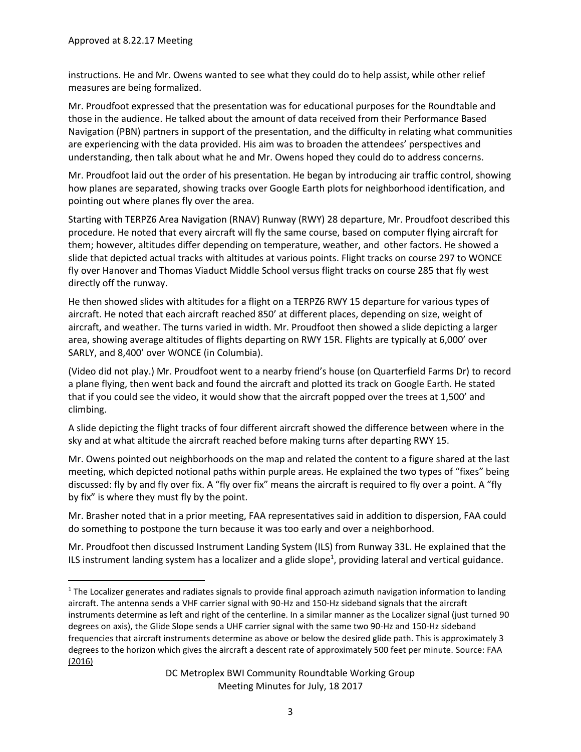instructions. He and Mr. Owens wanted to see what they could do to help assist, while other relief measures are being formalized.

Mr. Proudfoot expressed that the presentation was for educational purposes for the Roundtable and those in the audience. He talked about the amount of data received from their Performance Based Navigation (PBN) partners in support of the presentation, and the difficulty in relating what communities are experiencing with the data provided. His aim was to broaden the attendees' perspectives and understanding, then talk about what he and Mr. Owens hoped they could do to address concerns.

Mr. Proudfoot laid out the order of his presentation. He began by introducing air traffic control, showing how planes are separated, showing tracks over Google Earth plots for neighborhood identification, and pointing out where planes fly over the area.

Starting with TERPZ6 Area Navigation (RNAV) Runway (RWY) 28 departure, Mr. Proudfoot described this procedure. He noted that every aircraft will fly the same course, based on computer flying aircraft for them; however, altitudes differ depending on temperature, weather, and other factors. He showed a slide that depicted actual tracks with altitudes at various points. Flight tracks on course 297 to WONCE fly over Hanover and Thomas Viaduct Middle School versus flight tracks on course 285 that fly west directly off the runway.

He then showed slides with altitudes for a flight on a TERPZ6 RWY 15 departure for various types of aircraft. He noted that each aircraft reached 850' at different places, depending on size, weight of aircraft, and weather. The turns varied in width. Mr. Proudfoot then showed a slide depicting a larger area, showing average altitudes of flights departing on RWY 15R. Flights are typically at 6,000' over SARLY, and 8,400' over WONCE (in Columbia).

(Video did not play.) Mr. Proudfoot went to a nearby friend's house (on Quarterfield Farms Dr) to record a plane flying, then went back and found the aircraft and plotted its track on Google Earth. He stated that if you could see the video, it would show that the aircraft popped over the trees at 1,500' and climbing.

A slide depicting the flight tracks of four different aircraft showed the difference between where in the sky and at what altitude the aircraft reached before making turns after departing RWY 15.

Mr. Owens pointed out neighborhoods on the map and related the content to a figure shared at the last meeting, which depicted notional paths within purple areas. He explained the two types of "fixes" being discussed: fly by and fly over fix. A "fly over fix" means the aircraft is required to fly over a point. A "fly by fix" is where they must fly by the point.

Mr. Brasher noted that in a prior meeting, FAA representatives said in addition to dispersion, FAA could do something to postpone the turn because it was too early and over a neighborhood.

Mr. Proudfoot then discussed Instrument Landing System (ILS) from Runway 33L. He explained that the ILS instrument landing system has a localizer and a glide slope[1], providing lateral and vertical guidance.

[1] The Localizer generates and radiates signals to provide final approach azimuth navigation information to landing aircraft. The antenna sends a VHF carrier signal with 90-Hz and 150-Hz sideband signals that the aircraft instruments determine as left and right of the centerline. In a similar manner as the Localizer signal (just turned 90 degrees on axis), the Glide Slope sends a UHF carrier signal with the same two 90-Hz and 150-Hz sideband frequencies that aircraft instruments determine as above or below the desired glide path. This is approximately 3 degrees to the horizon which gives the aircraft a descent rate of approximately 500 feet per minute. Source: FAA (2016)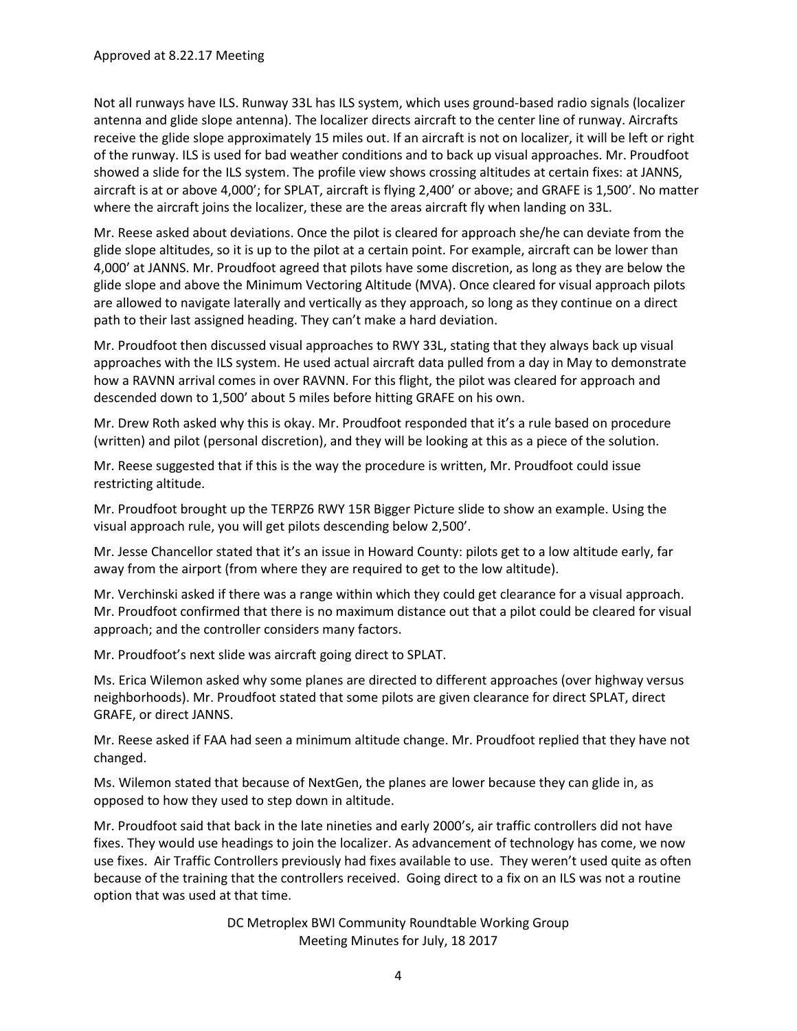Not all runways have ILS. Runway 33L has ILS system, which uses ground-based radio signals (localizer antenna and glide slope antenna). The localizer directs aircraft to the center line of runway. Aircrafts receive the glide slope approximately 15 miles out. If an aircraft is not on localizer, it will be left or right of the runway. ILS is used for bad weather conditions and to back up visual approaches. Mr. Proudfoot showed a slide for the ILS system. The profile view shows crossing altitudes at certain fixes: at JANNS, aircraft is at or above 4,000'; for SPLAT, aircraft is flying 2,400' or above; and GRAFE is 1,500'. No matter where the aircraft joins the localizer, these are the areas aircraft fly when landing on 33L.

Mr. Reese asked about deviations. Once the pilot is cleared for approach she/he can deviate from the glide slope altitudes, so it is up to the pilot at a certain point. For example, aircraft can be lower than 4,000' at JANNS. Mr. Proudfoot agreed that pilots have some discretion, as long as they are below the glide slope and above the Minimum Vectoring Altitude (MVA). Once cleared for visual approach pilots are allowed to navigate laterally and vertically as they approach, so long as they continue on a direct path to their last assigned heading. They can't make a hard deviation.

Mr. Proudfoot then discussed visual approaches to RWY 33L, stating that they always back up visual approaches with the ILS system. He used actual aircraft data pulled from a day in May to demonstrate how a RAVNN arrival comes in over RAVNN. For this flight, the pilot was cleared for approach and descended down to 1,500' about 5 miles before hitting GRAFE on his own.

Mr. Drew Roth asked why this is okay. Mr. Proudfoot responded that it's a rule based on procedure (written) and pilot (personal discretion), and they will be looking at this as a piece of the solution.

Mr. Reese suggested that if this is the way the procedure is written, Mr. Proudfoot could issue restricting altitude.

Mr. Proudfoot brought up the TERPZ6 RWY 15R Bigger Picture slide to show an example. Using the visual approach rule, you will get pilots descending below 2,500'.

Mr. Jesse Chancellor stated that it's an issue in Howard County: pilots get to a low altitude early, far away from the airport (from where they are required to get to the low altitude).

Mr. Verchinski asked if there was a range within which they could get clearance for a visual approach. Mr. Proudfoot confirmed that there is no maximum distance out that a pilot could be cleared for visual approach; and the controller considers many factors.

Mr. Proudfoot's next slide was aircraft going direct to SPLAT.

Ms. Erica Wilemon asked why some planes are directed to different approaches (over highway versus neighborhoods). Mr. Proudfoot stated that some pilots are given clearance for direct SPLAT, direct GRAFE, or direct JANNS.

Mr. Reese asked if FAA had seen a minimum altitude change. Mr. Proudfoot replied that they have not changed.

Ms. Wilemon stated that because of NextGen, the planes are lower because they can glide in, as opposed to how they used to step down in altitude.

Mr. Proudfoot said that back in the late nineties and early 2000's, air traffic controllers did not have fixes. They would use headings to join the localizer. As advancement of technology has come, we now use fixes. Air Traffic Controllers previously had fixes available to use. They weren't used quite as often because of the training that the controllers received. Going direct to a fix on an ILS was not a routine option that was used at that time.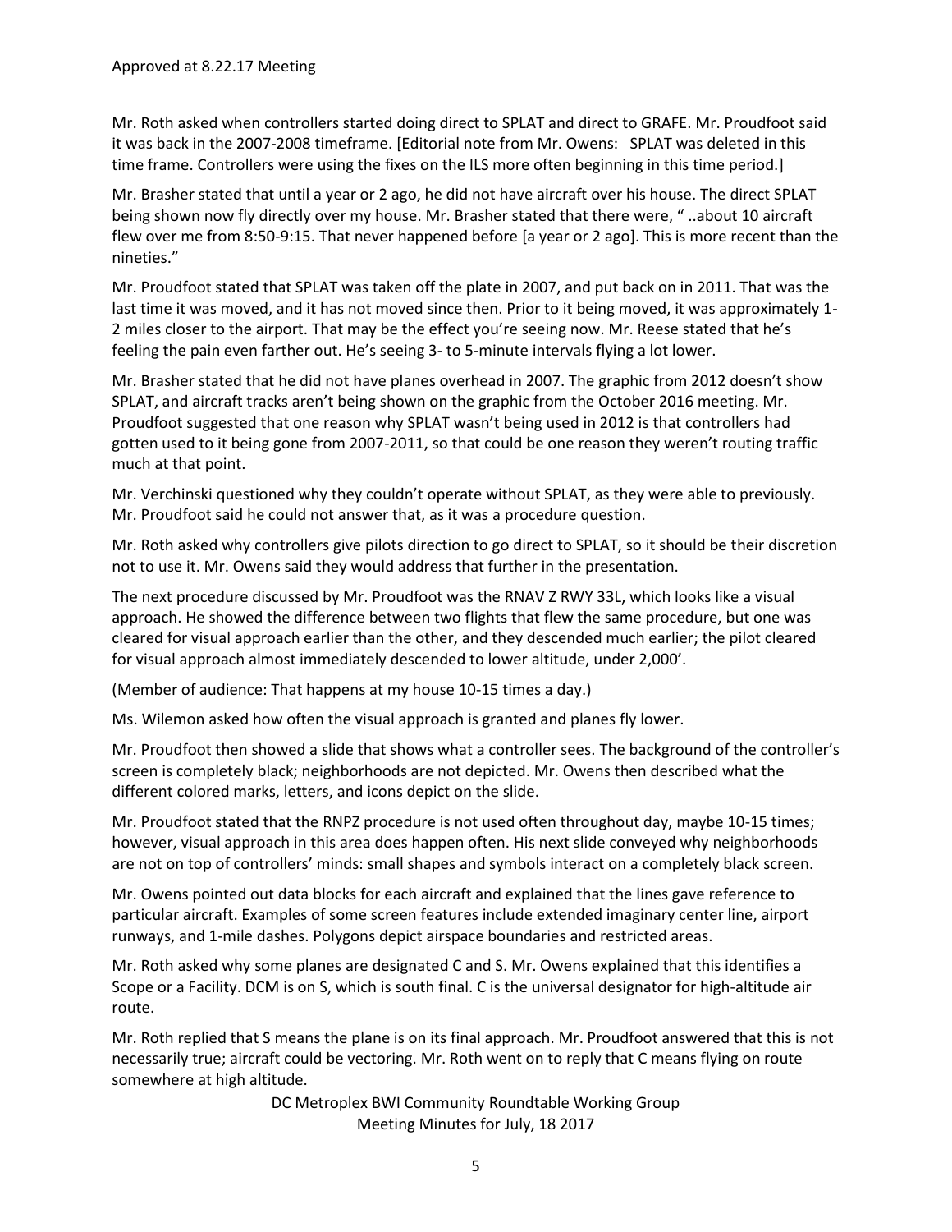Mr. Roth asked when controllers started doing direct to SPLAT and direct to GRAFE. Mr. Proudfoot said it was back in the 2007-2008 timeframe. [Editorial note from Mr. Owens: SPLAT was deleted in this time frame. Controllers were using the fixes on the ILS more often beginning in this time period.]

Mr. Brasher stated that until a year or 2 ago, he did not have aircraft over his house. The direct SPLAT being shown now fly directly over my house. Mr. Brasher stated that there were, " ..about 10 aircraft flew over me from 8:50-9:15. That never happened before [a year or 2 ago]. This is more recent than the nineties."

Mr. Proudfoot stated that SPLAT was taken off the plate in 2007, and put back on in 2011. That was the last time it was moved, and it has not moved since then. Prior to it being moved, it was approximately 1-2 miles closer to the airport. That may be the effect you're seeing now. Mr. Reese stated that he's feeling the pain even farther out. He's seeing 3- to 5-minute intervals flying a lot lower.

Mr. Brasher stated that he did not have planes overhead in 2007. The graphic from 2012 doesn't show SPLAT, and aircraft tracks aren't being shown on the graphic from the October 2016 meeting. Mr. Proudfoot suggested that one reason why SPLAT wasn't being used in 2012 is that controllers had gotten used to it being gone from 2007-2011, so that could be one reason they weren't routing traffic much at that point.

Mr. Verchinski questioned why they couldn't operate without SPLAT, as they were able to previously. Mr. Proudfoot said he could not answer that, as it was a procedure question.

Mr. Roth asked why controllers give pilots direction to go direct to SPLAT, so it should be their discretion not to use it. Mr. Owens said they would address that further in the presentation.

The next procedure discussed by Mr. Proudfoot was the RNAV Z RWY 33L, which looks like a visual approach. He showed the difference between two flights that flew the same procedure, but one was cleared for visual approach earlier than the other, and they descended much earlier; the pilot cleared for visual approach almost immediately descended to lower altitude, under 2,000'.

(Member of audience: That happens at my house 10-15 times a day.)

Ms. Wilemon asked how often the visual approach is granted and planes fly lower.

Mr. Proudfoot then showed a slide that shows what a controller sees. The background of the controller's screen is completely black; neighborhoods are not depicted. Mr. Owens then described what the different colored marks, letters, and icons depict on the slide.

Mr. Proudfoot stated that the RNPZ procedure is not used often throughout day, maybe 10-15 times; however, visual approach in this area does happen often. His next slide conveyed why neighborhoods are not on top of controllers' minds: small shapes and symbols interact on a completely black screen.

Mr. Owens pointed out data blocks for each aircraft and explained that the lines gave reference to particular aircraft. Examples of some screen features include extended imaginary center line, airport runways, and 1-mile dashes. Polygons depict airspace boundaries and restricted areas.

Mr. Roth asked why some planes are designated C and S. Mr. Owens explained that this identifies a Scope or a Facility. DCM is on S, which is south final. C is the universal designator for high-altitude air route.

Mr. Roth replied that S means the plane is on its final approach. Mr. Proudfoot answered that this is not necessarily true; aircraft could be vectoring. Mr. Roth went on to reply that C means flying on route somewhere at high altitude.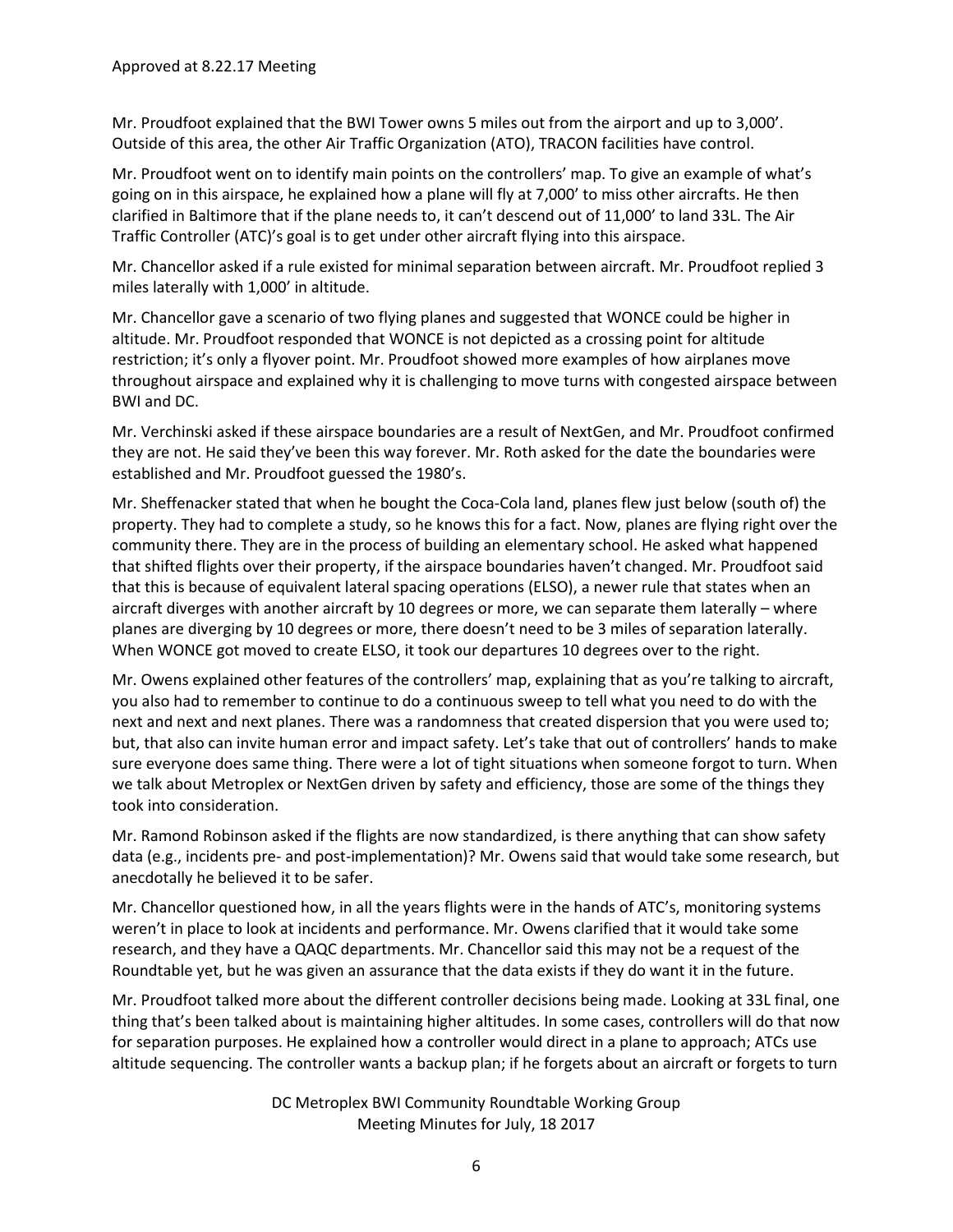Mr. Proudfoot explained that the BWI Tower owns 5 miles out from the airport and up to 3,000'. Outside of this area, the other Air Traffic Organization (ATO), TRACON facilities have control.

Mr. Proudfoot went on to identify main points on the controllers' map. To give an example of what's going on in this airspace, he explained how a plane will fly at 7,000' to miss other aircrafts. He then clarified in Baltimore that if the plane needs to, it can't descend out of 11,000' to land 33L. The Air Traffic Controller (ATC)'s goal is to get under other aircraft flying into this airspace.

Mr. Chancellor asked if a rule existed for minimal separation between aircraft. Mr. Proudfoot replied 3 miles laterally with 1,000' in altitude.

Mr. Chancellor gave a scenario of two flying planes and suggested that WONCE could be higher in altitude. Mr. Proudfoot responded that WONCE is not depicted as a crossing point for altitude restriction; it's only a flyover point. Mr. Proudfoot showed more examples of how airplanes move throughout airspace and explained why it is challenging to move turns with congested airspace between BWI and DC.

Mr. Verchinski asked if these airspace boundaries are a result of NextGen, and Mr. Proudfoot confirmed they are not. He said they've been this way forever. Mr. Roth asked for the date the boundaries were established and Mr. Proudfoot guessed the 1980's.

Mr. Sheffenacker stated that when he bought the Coca-Cola land, planes flew just below (south of) the property. They had to complete a study, so he knows this for a fact. Now, planes are flying right over the community there. They are in the process of building an elementary school. He asked what happened that shifted flights over their property, if the airspace boundaries haven't changed. Mr. Proudfoot said that this is because of equivalent lateral spacing operations (ELSO), a newer rule that states when an aircraft diverges with another aircraft by 10 degrees or more, we can separate them laterally – where planes are diverging by 10 degrees or more, there doesn't need to be 3 miles of separation laterally. When WONCE got moved to create ELSO, it took our departures 10 degrees over to the right.

Mr. Owens explained other features of the controllers' map, explaining that as you're talking to aircraft, you also had to remember to continue to do a continuous sweep to tell what you need to do with the next and next and next planes. There was a randomness that created dispersion that you were used to; but, that also can invite human error and impact safety. Let's take that out of controllers' hands to make sure everyone does same thing. There were a lot of tight situations when someone forgot to turn. When we talk about Metroplex or NextGen driven by safety and efficiency, those are some of the things they took into consideration.

Mr. Ramond Robinson asked if the flights are now standardized, is there anything that can show safety data (e.g., incidents pre- and post-implementation)? Mr. Owens said that would take some research, but anecdotally he believed it to be safer.

Mr. Chancellor questioned how, in all the years flights were in the hands of ATC's, monitoring systems weren't in place to look at incidents and performance. Mr. Owens clarified that it would take some research, and they have a QAQC departments. Mr. Chancellor said this may not be a request of the Roundtable yet, but he was given an assurance that the data exists if they do want it in the future.

Mr. Proudfoot talked more about the different controller decisions being made. Looking at 33L final, one thing that's been talked about is maintaining higher altitudes. In some cases, controllers will do that now for separation purposes. He explained how a controller would direct in a plane to approach; ATCs use altitude sequencing. The controller wants a backup plan; if he forgets about an aircraft or forgets to turn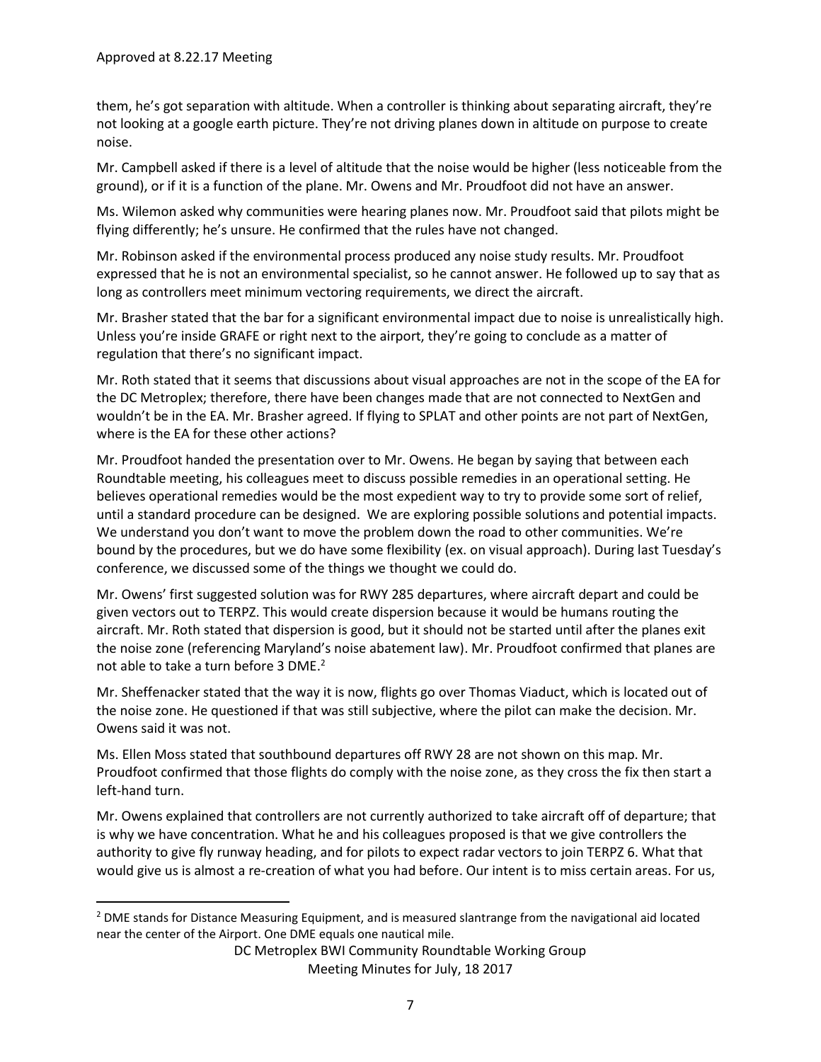them, he's got separation with altitude. When a controller is thinking about separating aircraft, they're not looking at a google earth picture. They're not driving planes down in altitude on purpose to create noise.

Mr. Campbell asked if there is a level of altitude that the noise would be higher (less noticeable from the ground), or if it is a function of the plane. Mr. Owens and Mr. Proudfoot did not have an answer.

Ms. Wilemon asked why communities were hearing planes now. Mr. Proudfoot said that pilots might be flying differently; he's unsure. He confirmed that the rules have not changed.

Mr. Robinson asked if the environmental process produced any noise study results. Mr. Proudfoot expressed that he is not an environmental specialist, so he cannot answer. He followed up to say that as long as controllers meet minimum vectoring requirements, we direct the aircraft.

Mr. Brasher stated that the bar for a significant environmental impact due to noise is unrealistically high. Unless you're inside GRAFE or right next to the airport, they're going to conclude as a matter of regulation that there's no significant impact.

Mr. Roth stated that it seems that discussions about visual approaches are not in the scope of the EA for the DC Metroplex; therefore, there have been changes made that are not connected to NextGen and wouldn't be in the EA. Mr. Brasher agreed. If flying to SPLAT and other points are not part of NextGen, where is the EA for these other actions?

Mr. Proudfoot handed the presentation over to Mr. Owens. He began by saying that between each Roundtable meeting, his colleagues meet to discuss possible remedies in an operational setting. He believes operational remedies would be the most expedient way to try to provide some sort of relief, until a standard procedure can be designed. We are exploring possible solutions and potential impacts. We understand you don't want to move the problem down the road to other communities. We're bound by the procedures, but we do have some flexibility (ex. on visual approach). During last Tuesday's conference, we discussed some of the things we thought we could do.

Mr. Owens' first suggested solution was for RWY 285 departures, where aircraft depart and could be given vectors out to TERPZ. This would create dispersion because it would be humans routing the aircraft. Mr. Roth stated that dispersion is good, but it should not be started until after the planes exit the noise zone (referencing Maryland's noise abatement law). Mr. Proudfoot confirmed that planes are not able to take a turn before 3 DME.[2]

Mr. Sheffenacker stated that the way it is now, flights go over Thomas Viaduct, which is located out of the noise zone. He questioned if that was still subjective, where the pilot can make the decision. Mr. Owens said it was not.

Ms. Ellen Moss stated that southbound departures off RWY 28 are not shown on this map. Mr. Proudfoot confirmed that those flights do comply with the noise zone, as they cross the fix then start a left-hand turn.

Mr. Owens explained that controllers are not currently authorized to take aircraft off of departure; that is why we have concentration. What he and his colleagues proposed is that we give controllers the authority to give fly runway heading, and for pilots to expect radar vectors to join TERPZ 6. What that would give us is almost a re-creation of what you had before. Our intent is to miss certain areas. For us,

[2] DME stands for Distance Measuring Equipment, and is measured slantrange from the navigational aid located near the center of the Airport. One DME equals one nautical mile.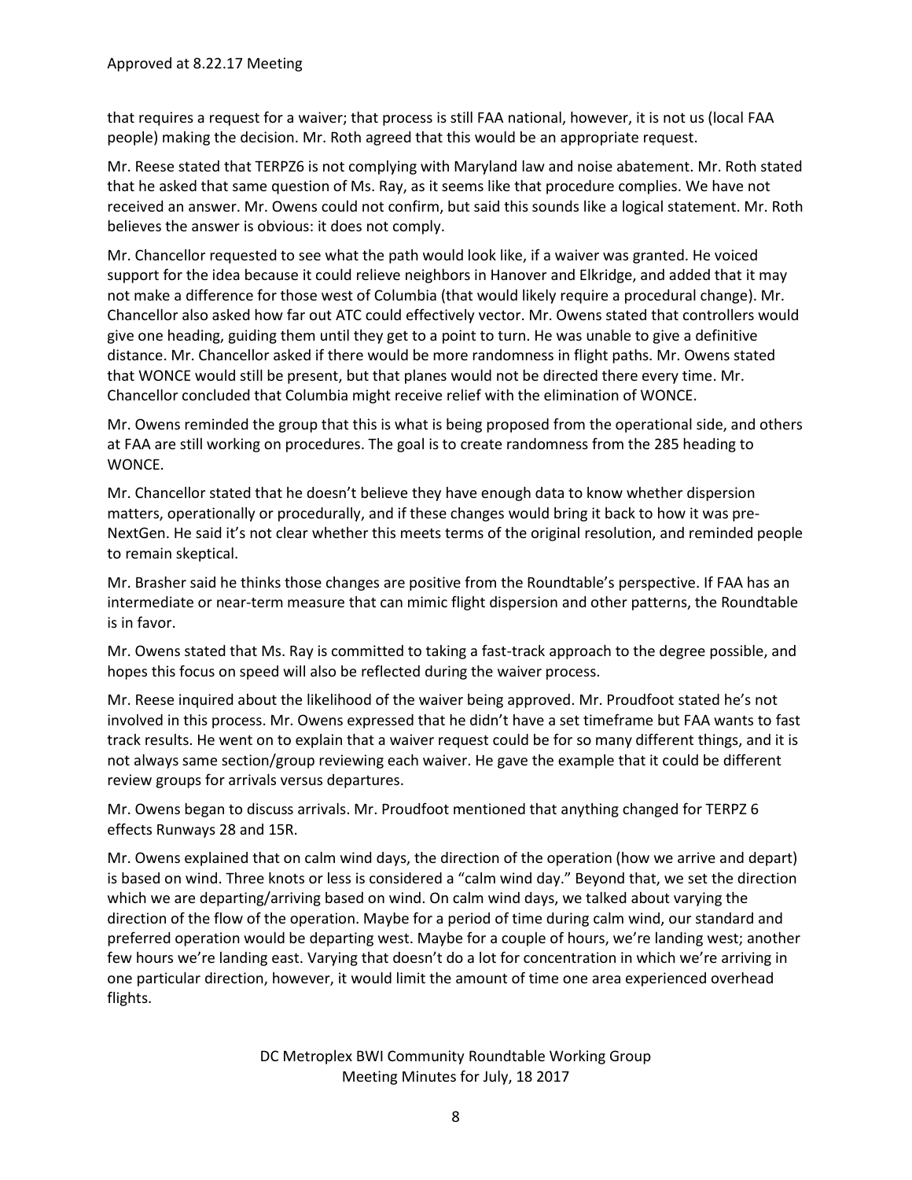that requires a request for a waiver; that process is still FAA national, however, it is not us (local FAA people) making the decision. Mr. Roth agreed that this would be an appropriate request.

Mr. Reese stated that TERPZ6 is not complying with Maryland law and noise abatement. Mr. Roth stated that he asked that same question of Ms. Ray, as it seems like that procedure complies. We have not received an answer. Mr. Owens could not confirm, but said this sounds like a logical statement. Mr. Roth believes the answer is obvious: it does not comply.

Mr. Chancellor requested to see what the path would look like, if a waiver was granted. He voiced support for the idea because it could relieve neighbors in Hanover and Elkridge, and added that it may not make a difference for those west of Columbia (that would likely require a procedural change). Mr. Chancellor also asked how far out ATC could effectively vector. Mr. Owens stated that controllers would give one heading, guiding them until they get to a point to turn. He was unable to give a definitive distance. Mr. Chancellor asked if there would be more randomness in flight paths. Mr. Owens stated that WONCE would still be present, but that planes would not be directed there every time. Mr. Chancellor concluded that Columbia might receive relief with the elimination of WONCE.

Mr. Owens reminded the group that this is what is being proposed from the operational side, and others at FAA are still working on procedures. The goal is to create randomness from the 285 heading to WONCE.

Mr. Chancellor stated that he doesn't believe they have enough data to know whether dispersion matters, operationally or procedurally, and if these changes would bring it back to how it was pre-NextGen. He said it's not clear whether this meets terms of the original resolution, and reminded people to remain skeptical.

Mr. Brasher said he thinks those changes are positive from the Roundtable's perspective. If FAA has an intermediate or near-term measure that can mimic flight dispersion and other patterns, the Roundtable is in favor.

Mr. Owens stated that Ms. Ray is committed to taking a fast-track approach to the degree possible, and hopes this focus on speed will also be reflected during the waiver process.

Mr. Reese inquired about the likelihood of the waiver being approved. Mr. Proudfoot stated he's not involved in this process. Mr. Owens expressed that he didn't have a set timeframe but FAA wants to fast track results. He went on to explain that a waiver request could be for so many different things, and it is not always same section/group reviewing each waiver. He gave the example that it could be different review groups for arrivals versus departures.

Mr. Owens began to discuss arrivals. Mr. Proudfoot mentioned that anything changed for TERPZ 6 effects Runways 28 and 15R.

Mr. Owens explained that on calm wind days, the direction of the operation (how we arrive and depart) is based on wind. Three knots or less is considered a "calm wind day." Beyond that, we set the direction which we are departing/arriving based on wind. On calm wind days, we talked about varying the direction of the flow of the operation. Maybe for a period of time during calm wind, our standard and preferred operation would be departing west. Maybe for a couple of hours, we're landing west; another few hours we're landing east. Varying that doesn't do a lot for concentration in which we're arriving in one particular direction, however, it would limit the amount of time one area experienced overhead flights.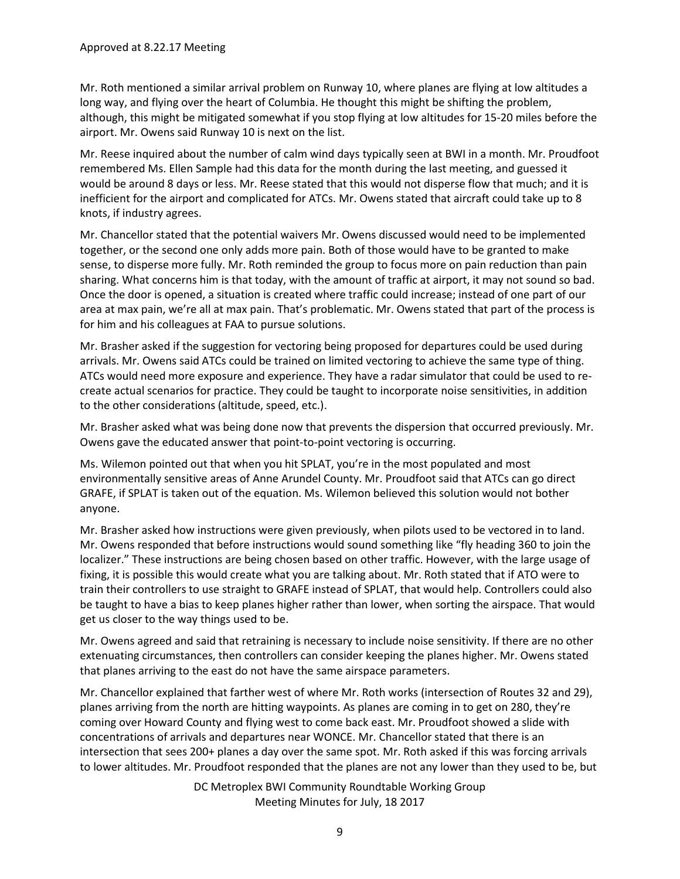Mr. Roth mentioned a similar arrival problem on Runway 10, where planes are flying at low altitudes a long way, and flying over the heart of Columbia. He thought this might be shifting the problem, although, this might be mitigated somewhat if you stop flying at low altitudes for 15-20 miles before the airport. Mr. Owens said Runway 10 is next on the list.

Mr. Reese inquired about the number of calm wind days typically seen at BWI in a month. Mr. Proudfoot remembered Ms. Ellen Sample had this data for the month during the last meeting, and guessed it would be around 8 days or less. Mr. Reese stated that this would not disperse flow that much; and it is inefficient for the airport and complicated for ATCs. Mr. Owens stated that aircraft could take up to 8 knots, if industry agrees.

Mr. Chancellor stated that the potential waivers Mr. Owens discussed would need to be implemented together, or the second one only adds more pain. Both of those would have to be granted to make sense, to disperse more fully. Mr. Roth reminded the group to focus more on pain reduction than pain sharing. What concerns him is that today, with the amount of traffic at airport, it may not sound so bad. Once the door is opened, a situation is created where traffic could increase; instead of one part of our area at max pain, we're all at max pain. That's problematic. Mr. Owens stated that part of the process is for him and his colleagues at FAA to pursue solutions.

Mr. Brasher asked if the suggestion for vectoring being proposed for departures could be used during arrivals. Mr. Owens said ATCs could be trained on limited vectoring to achieve the same type of thing. ATCs would need more exposure and experience. They have a radar simulator that could be used to re-create actual scenarios for practice. They could be taught to incorporate noise sensitivities, in addition to the other considerations (altitude, speed, etc.).

Mr. Brasher asked what was being done now that prevents the dispersion that occurred previously. Mr. Owens gave the educated answer that point-to-point vectoring is occurring.

Ms. Wilemon pointed out that when you hit SPLAT, you're in the most populated and most environmentally sensitive areas of Anne Arundel County. Mr. Proudfoot said that ATCs can go direct GRAFE, if SPLAT is taken out of the equation. Ms. Wilemon believed this solution would not bother anyone.

Mr. Brasher asked how instructions were given previously, when pilots used to be vectored in to land. Mr. Owens responded that before instructions would sound something like "fly heading 360 to join the localizer." These instructions are being chosen based on other traffic. However, with the large usage of fixing, it is possible this would create what you are talking about. Mr. Roth stated that if ATO were to train their controllers to use straight to GRAFE instead of SPLAT, that would help. Controllers could also be taught to have a bias to keep planes higher rather than lower, when sorting the airspace. That would get us closer to the way things used to be.

Mr. Owens agreed and said that retraining is necessary to include noise sensitivity. If there are no other extenuating circumstances, then controllers can consider keeping the planes higher. Mr. Owens stated that planes arriving to the east do not have the same airspace parameters.

Mr. Chancellor explained that farther west of where Mr. Roth works (intersection of Routes 32 and 29), planes arriving from the north are hitting waypoints. As planes are coming in to get on 280, they're coming over Howard County and flying west to come back east. Mr. Proudfoot showed a slide with concentrations of arrivals and departures near WONCE. Mr. Chancellor stated that there is an intersection that sees 200+ planes a day over the same spot. Mr. Roth asked if this was forcing arrivals to lower altitudes. Mr. Proudfoot responded that the planes are not any lower than they used to be, but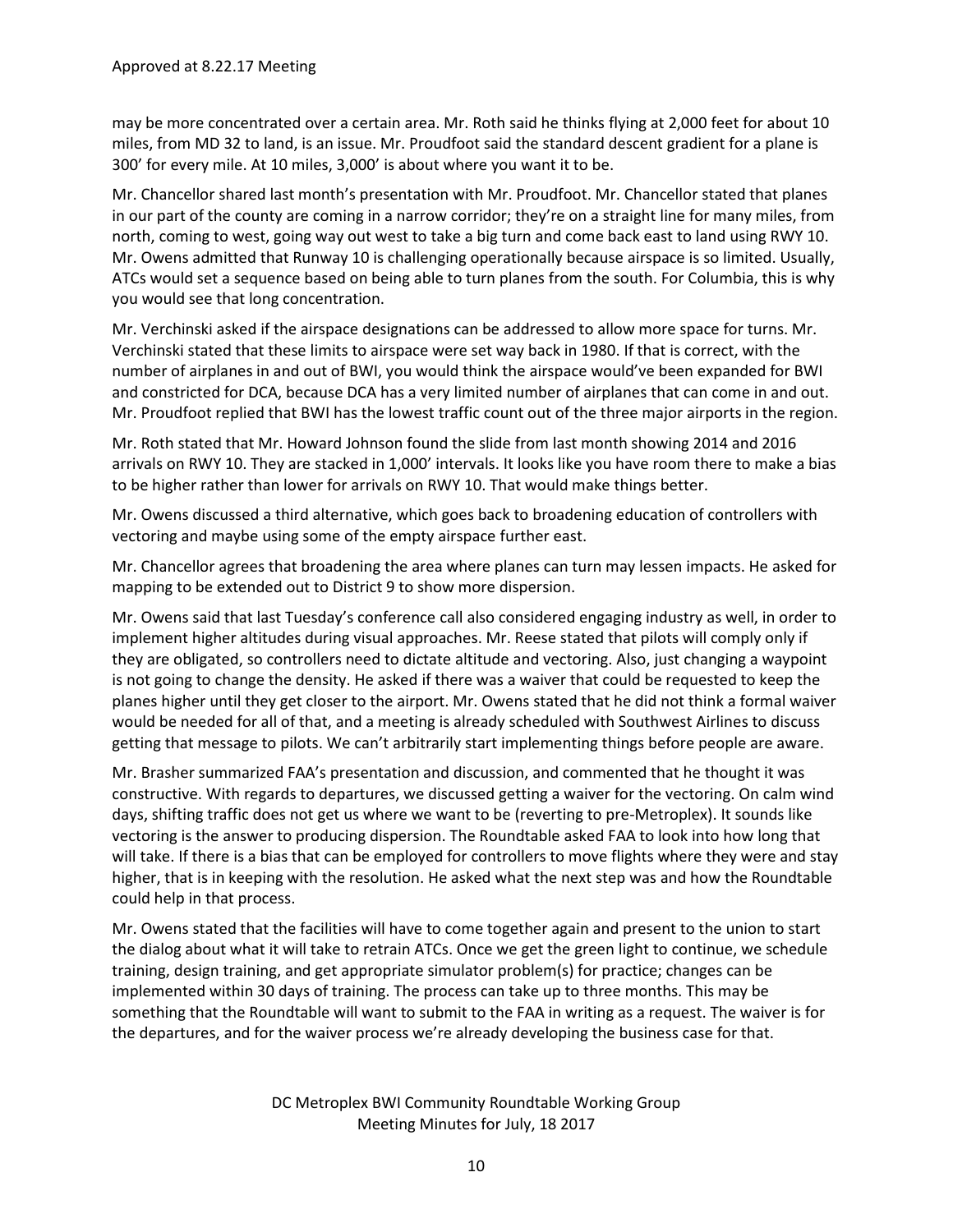may be more concentrated over a certain area. Mr. Roth said he thinks flying at 2,000 feet for about 10 miles, from MD 32 to land, is an issue. Mr. Proudfoot said the standard descent gradient for a plane is 300' for every mile. At 10 miles, 3,000' is about where you want it to be.

Mr. Chancellor shared last month's presentation with Mr. Proudfoot. Mr. Chancellor stated that planes in our part of the county are coming in a narrow corridor; they're on a straight line for many miles, from north, coming to west, going way out west to take a big turn and come back east to land using RWY 10. Mr. Owens admitted that Runway 10 is challenging operationally because airspace is so limited. Usually, ATCs would set a sequence based on being able to turn planes from the south. For Columbia, this is why you would see that long concentration.

Mr. Verchinski asked if the airspace designations can be addressed to allow more space for turns. Mr. Verchinski stated that these limits to airspace were set way back in 1980. If that is correct, with the number of airplanes in and out of BWI, you would think the airspace would've been expanded for BWI and constricted for DCA, because DCA has a very limited number of airplanes that can come in and out. Mr. Proudfoot replied that BWI has the lowest traffic count out of the three major airports in the region.

Mr. Roth stated that Mr. Howard Johnson found the slide from last month showing 2014 and 2016 arrivals on RWY 10. They are stacked in 1,000' intervals. It looks like you have room there to make a bias to be higher rather than lower for arrivals on RWY 10. That would make things better.

Mr. Owens discussed a third alternative, which goes back to broadening education of controllers with vectoring and maybe using some of the empty airspace further east.

Mr. Chancellor agrees that broadening the area where planes can turn may lessen impacts. He asked for mapping to be extended out to District 9 to show more dispersion.

Mr. Owens said that last Tuesday's conference call also considered engaging industry as well, in order to implement higher altitudes during visual approaches. Mr. Reese stated that pilots will comply only if they are obligated, so controllers need to dictate altitude and vectoring. Also, just changing a waypoint is not going to change the density. He asked if there was a waiver that could be requested to keep the planes higher until they get closer to the airport. Mr. Owens stated that he did not think a formal waiver would be needed for all of that, and a meeting is already scheduled with Southwest Airlines to discuss getting that message to pilots. We can't arbitrarily start implementing things before people are aware.

Mr. Brasher summarized FAA's presentation and discussion, and commented that he thought it was constructive. With regards to departures, we discussed getting a waiver for the vectoring. On calm wind days, shifting traffic does not get us where we want to be (reverting to pre-Metroplex). It sounds like vectoring is the answer to producing dispersion. The Roundtable asked FAA to look into how long that will take. If there is a bias that can be employed for controllers to move flights where they were and stay higher, that is in keeping with the resolution. He asked what the next step was and how the Roundtable could help in that process.

Mr. Owens stated that the facilities will have to come together again and present to the union to start the dialog about what it will take to retrain ATCs. Once we get the green light to continue, we schedule training, design training, and get appropriate simulator problem(s) for practice; changes can be implemented within 30 days of training. The process can take up to three months. This may be something that the Roundtable will want to submit to the FAA in writing as a request. The waiver is for the departures, and for the waiver process we're already developing the business case for that.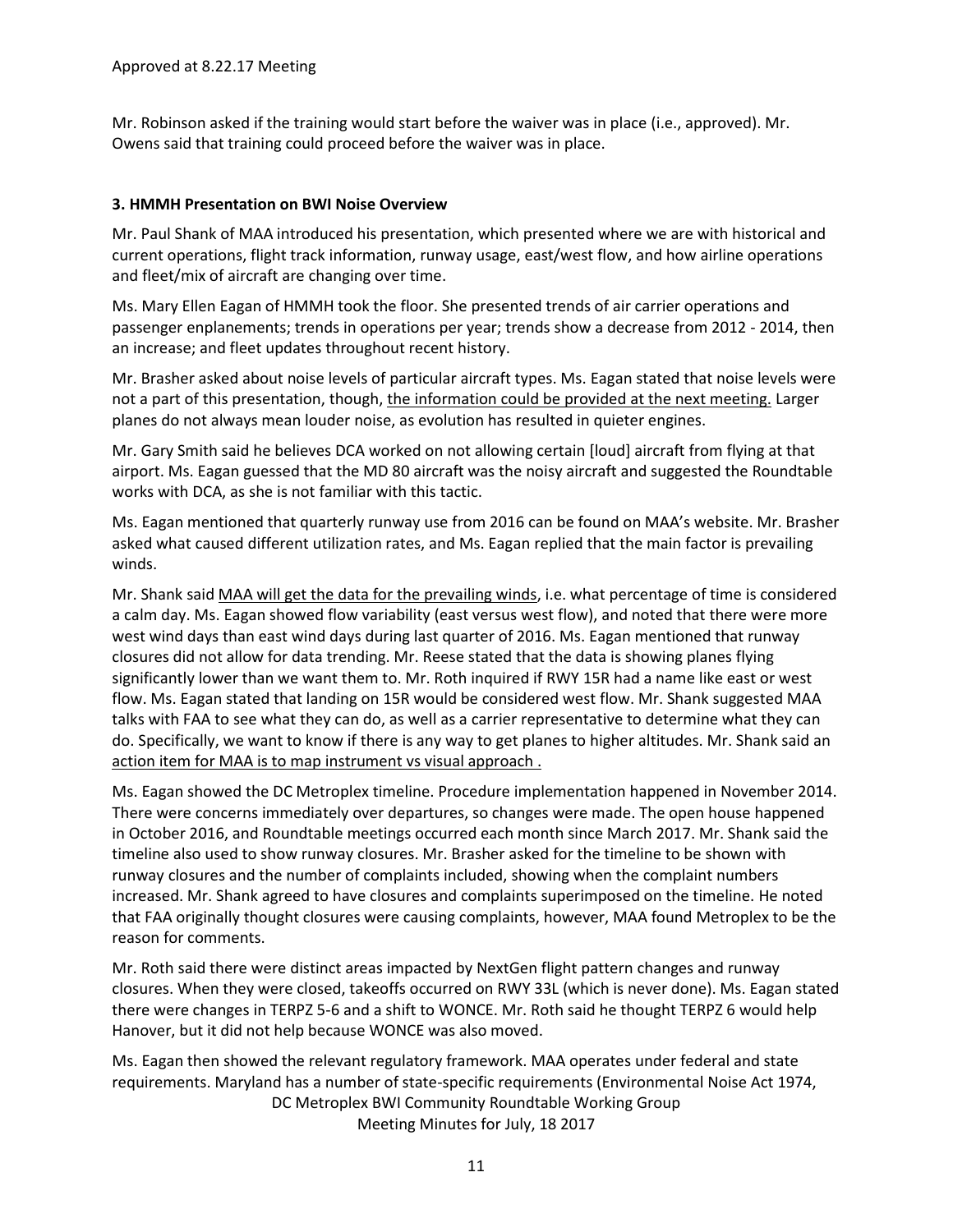Mr. Robinson asked if the training would start before the waiver was in place (i.e., approved). Mr. Owens said that training could proceed before the waiver was in place.

**3. HMMH Presentation on BWI Noise Overview**

Mr. Paul Shank of MAA introduced his presentation, which presented where we are with historical and current operations, flight track information, runway usage, east/west flow, and how airline operations and fleet/mix of aircraft are changing over time.

Ms. Mary Ellen Eagan of HMMH took the floor. She presented trends of air carrier operations and passenger enplanements; trends in operations per year; trends show a decrease from 2012 - 2014, then an increase; and fleet updates throughout recent history.

Mr. Brasher asked about noise levels of particular aircraft types. Ms. Eagan stated that noise levels were not a part of this presentation, though, <u>the information could be provided at the next meeting.</u> Larger planes do not always mean louder noise, as evolution has resulted in quieter engines.

Mr. Gary Smith said he believes DCA worked on not allowing certain [loud] aircraft from flying at that airport. Ms. Eagan guessed that the MD 80 aircraft was the noisy aircraft and suggested the Roundtable works with DCA, as she is not familiar with this tactic.

Ms. Eagan mentioned that quarterly runway use from 2016 can be found on MAA's website. Mr. Brasher asked what caused different utilization rates, and Ms. Eagan replied that the main factor is prevailing winds.

Mr. Shank said <u>MAA will get the data for the prevailing winds</u>, i.e. what percentage of time is considered a calm day. Ms. Eagan showed flow variability (east versus west flow), and noted that there were more west wind days than east wind days during last quarter of 2016. Ms. Eagan mentioned that runway closures did not allow for data trending. Mr. Reese stated that the data is showing planes flying significantly lower than we want them to. Mr. Roth inquired if RWY 15R had a name like east or west flow. Ms. Eagan stated that landing on 15R would be considered west flow. Mr. Shank suggested MAA talks with FAA to see what they can do, as well as a carrier representative to determine what they can do. Specifically, we want to know if there is any way to get planes to higher altitudes. Mr. Shank said an <u>action item for MAA is to map instrument vs visual approach .</u>

Ms. Eagan showed the DC Metroplex timeline. Procedure implementation happened in November 2014. There were concerns immediately over departures, so changes were made. The open house happened in October 2016, and Roundtable meetings occurred each month since March 2017. Mr. Shank said the timeline also used to show runway closures. Mr. Brasher asked for the timeline to be shown with runway closures and the number of complaints included, showing when the complaint numbers increased. Mr. Shank agreed to have closures and complaints superimposed on the timeline. He noted that FAA originally thought closures were causing complaints, however, MAA found Metroplex to be the reason for comments.

Mr. Roth said there were distinct areas impacted by NextGen flight pattern changes and runway closures. When they were closed, takeoffs occurred on RWY 33L (which is never done). Ms. Eagan stated there were changes in TERPZ 5-6 and a shift to WONCE. Mr. Roth said he thought TERPZ 6 would help Hanover, but it did not help because WONCE was also moved.

Ms. Eagan then showed the relevant regulatory framework. MAA operates under federal and state requirements. Maryland has a number of state-specific requirements (Environmental Noise Act 1974,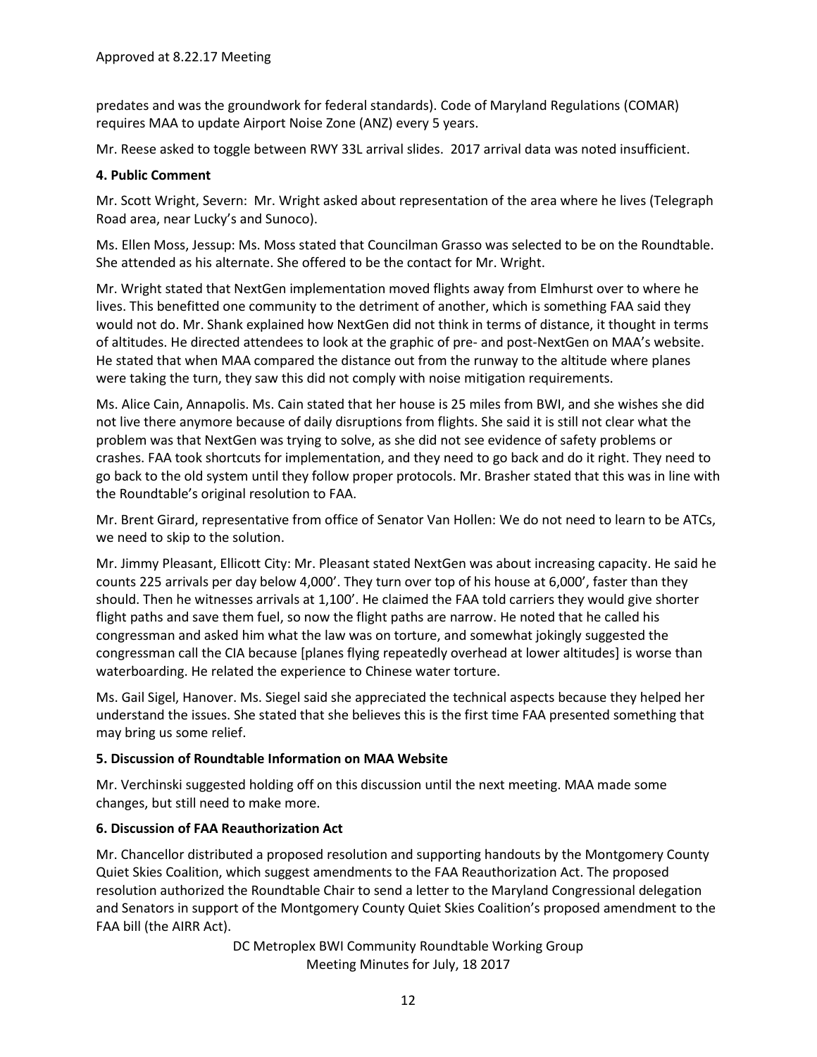predates and was the groundwork for federal standards). Code of Maryland Regulations (COMAR) requires MAA to update Airport Noise Zone (ANZ) every 5 years.

Mr. Reese asked to toggle between RWY 33L arrival slides. 2017 arrival data was noted insufficient.

**4. Public Comment**

Mr. Scott Wright, Severn: Mr. Wright asked about representation of the area where he lives (Telegraph Road area, near Lucky's and Sunoco).

Ms. Ellen Moss, Jessup: Ms. Moss stated that Councilman Grasso was selected to be on the Roundtable. She attended as his alternate. She offered to be the contact for Mr. Wright.

Mr. Wright stated that NextGen implementation moved flights away from Elmhurst over to where he lives. This benefitted one community to the detriment of another, which is something FAA said they would not do. Mr. Shank explained how NextGen did not think in terms of distance, it thought in terms of altitudes. He directed attendees to look at the graphic of pre- and post-NextGen on MAA's website. He stated that when MAA compared the distance out from the runway to the altitude where planes were taking the turn, they saw this did not comply with noise mitigation requirements.

Ms. Alice Cain, Annapolis. Ms. Cain stated that her house is 25 miles from BWI, and she wishes she did not live there anymore because of daily disruptions from flights. She said it is still not clear what the problem was that NextGen was trying to solve, as she did not see evidence of safety problems or crashes. FAA took shortcuts for implementation, and they need to go back and do it right. They need to go back to the old system until they follow proper protocols. Mr. Brasher stated that this was in line with the Roundtable's original resolution to FAA.

Mr. Brent Girard, representative from office of Senator Van Hollen: We do not need to learn to be ATCs, we need to skip to the solution.

Mr. Jimmy Pleasant, Ellicott City: Mr. Pleasant stated NextGen was about increasing capacity. He said he counts 225 arrivals per day below 4,000'. They turn over top of his house at 6,000', faster than they should. Then he witnesses arrivals at 1,100'. He claimed the FAA told carriers they would give shorter flight paths and save them fuel, so now the flight paths are narrow. He noted that he called his congressman and asked him what the law was on torture, and somewhat jokingly suggested the congressman call the CIA because [planes flying repeatedly overhead at lower altitudes] is worse than waterboarding. He related the experience to Chinese water torture.

Ms. Gail Sigel, Hanover. Ms. Siegel said she appreciated the technical aspects because they helped her understand the issues. She stated that she believes this is the first time FAA presented something that may bring us some relief.

**5. Discussion of Roundtable Information on MAA Website**

Mr. Verchinski suggested holding off on this discussion until the next meeting. MAA made some changes, but still need to make more.

**6. Discussion of FAA Reauthorization Act**

Mr. Chancellor distributed a proposed resolution and supporting handouts by the Montgomery County Quiet Skies Coalition, which suggest amendments to the FAA Reauthorization Act. The proposed resolution authorized the Roundtable Chair to send a letter to the Maryland Congressional delegation and Senators in support of the Montgomery County Quiet Skies Coalition's proposed amendment to the FAA bill (the AIRR Act).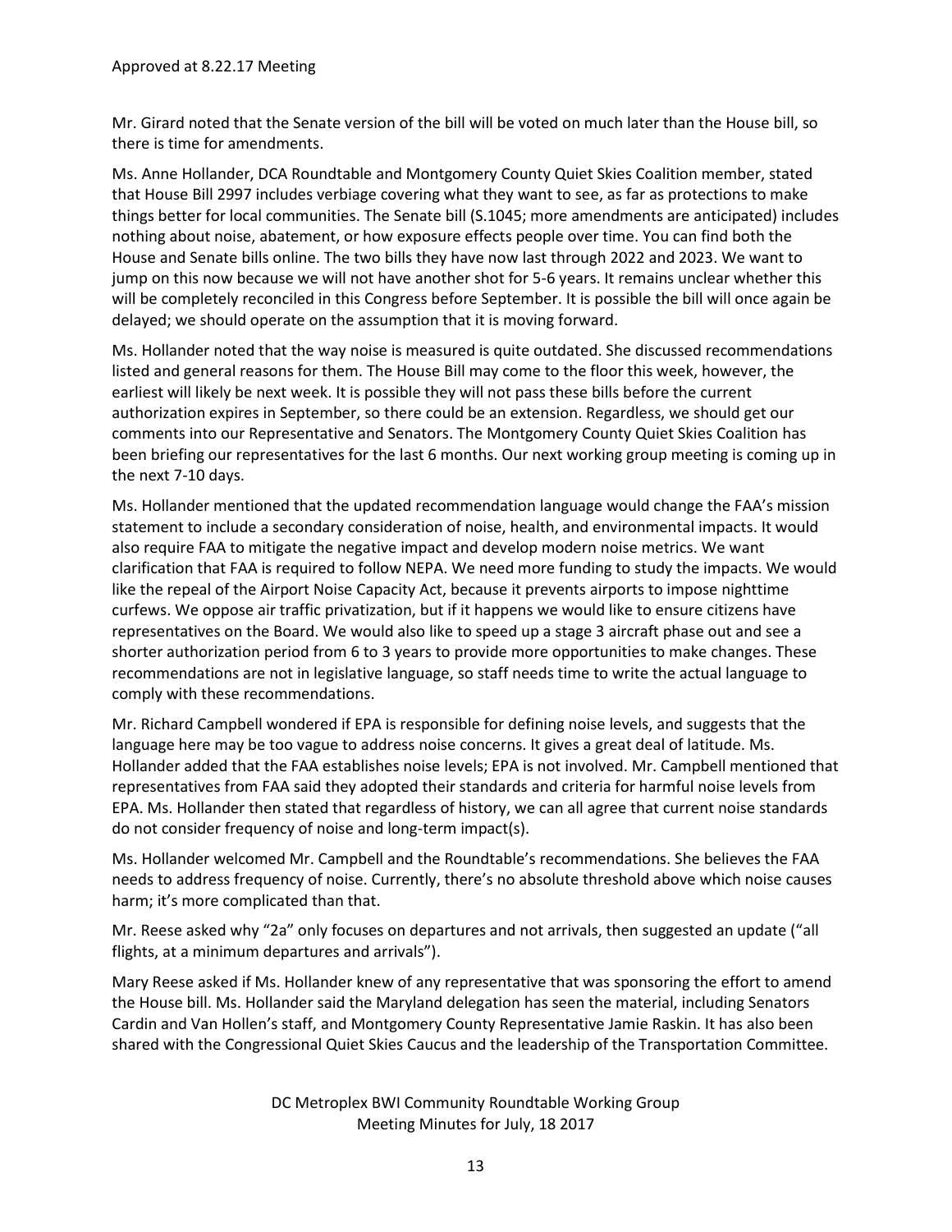Mr. Girard noted that the Senate version of the bill will be voted on much later than the House bill, so there is time for amendments.

Ms. Anne Hollander, DCA Roundtable and Montgomery County Quiet Skies Coalition member, stated that House Bill 2997 includes verbiage covering what they want to see, as far as protections to make things better for local communities. The Senate bill (S.1045; more amendments are anticipated) includes nothing about noise, abatement, or how exposure effects people over time. You can find both the House and Senate bills online. The two bills they have now last through 2022 and 2023. We want to jump on this now because we will not have another shot for 5-6 years. It remains unclear whether this will be completely reconciled in this Congress before September. It is possible the bill will once again be delayed; we should operate on the assumption that it is moving forward.

Ms. Hollander noted that the way noise is measured is quite outdated. She discussed recommendations listed and general reasons for them. The House Bill may come to the floor this week, however, the earliest will likely be next week. It is possible they will not pass these bills before the current authorization expires in September, so there could be an extension. Regardless, we should get our comments into our Representative and Senators. The Montgomery County Quiet Skies Coalition has been briefing our representatives for the last 6 months. Our next working group meeting is coming up in the next 7-10 days.

Ms. Hollander mentioned that the updated recommendation language would change the FAA's mission statement to include a secondary consideration of noise, health, and environmental impacts. It would also require FAA to mitigate the negative impact and develop modern noise metrics. We want clarification that FAA is required to follow NEPA. We need more funding to study the impacts. We would like the repeal of the Airport Noise Capacity Act, because it prevents airports to impose nighttime curfews. We oppose air traffic privatization, but if it happens we would like to ensure citizens have representatives on the Board. We would also like to speed up a stage 3 aircraft phase out and see a shorter authorization period from 6 to 3 years to provide more opportunities to make changes. These recommendations are not in legislative language, so staff needs time to write the actual language to comply with these recommendations.

Mr. Richard Campbell wondered if EPA is responsible for defining noise levels, and suggests that the language here may be too vague to address noise concerns. It gives a great deal of latitude. Ms. Hollander added that the FAA establishes noise levels; EPA is not involved. Mr. Campbell mentioned that representatives from FAA said they adopted their standards and criteria for harmful noise levels from EPA. Ms. Hollander then stated that regardless of history, we can all agree that current noise standards do not consider frequency of noise and long-term impact(s).

Ms. Hollander welcomed Mr. Campbell and the Roundtable's recommendations. She believes the FAA needs to address frequency of noise. Currently, there's no absolute threshold above which noise causes harm; it's more complicated than that.

Mr. Reese asked why "2a" only focuses on departures and not arrivals, then suggested an update ("all flights, at a minimum departures and arrivals").

Mary Reese asked if Ms. Hollander knew of any representative that was sponsoring the effort to amend the House bill. Ms. Hollander said the Maryland delegation has seen the material, including Senators Cardin and Van Hollen's staff, and Montgomery County Representative Jamie Raskin. It has also been shared with the Congressional Quiet Skies Caucus and the leadership of the Transportation Committee.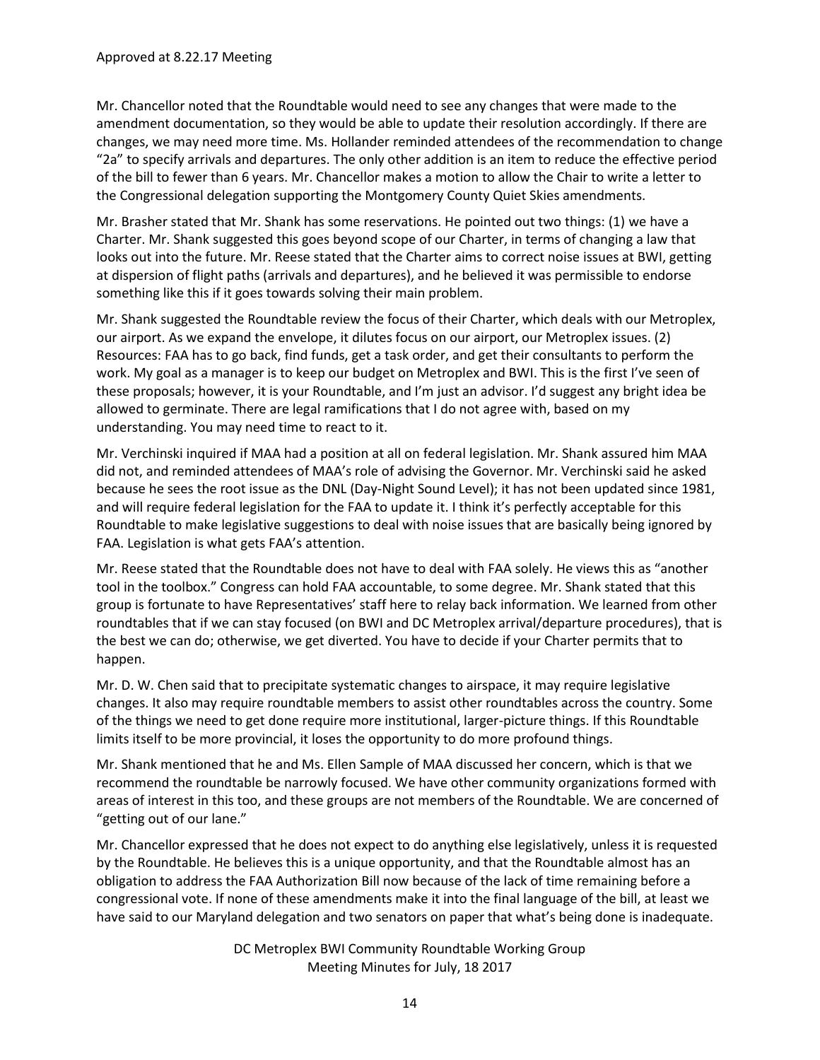Mr. Chancellor noted that the Roundtable would need to see any changes that were made to the amendment documentation, so they would be able to update their resolution accordingly. If there are changes, we may need more time. Ms. Hollander reminded attendees of the recommendation to change "2a" to specify arrivals and departures. The only other addition is an item to reduce the effective period of the bill to fewer than 6 years. Mr. Chancellor makes a motion to allow the Chair to write a letter to the Congressional delegation supporting the Montgomery County Quiet Skies amendments.

Mr. Brasher stated that Mr. Shank has some reservations. He pointed out two things: (1) we have a Charter. Mr. Shank suggested this goes beyond scope of our Charter, in terms of changing a law that looks out into the future. Mr. Reese stated that the Charter aims to correct noise issues at BWI, getting at dispersion of flight paths (arrivals and departures), and he believed it was permissible to endorse something like this if it goes towards solving their main problem.

Mr. Shank suggested the Roundtable review the focus of their Charter, which deals with our Metroplex, our airport. As we expand the envelope, it dilutes focus on our airport, our Metroplex issues. (2) Resources: FAA has to go back, find funds, get a task order, and get their consultants to perform the work. My goal as a manager is to keep our budget on Metroplex and BWI. This is the first I've seen of these proposals; however, it is your Roundtable, and I'm just an advisor. I'd suggest any bright idea be allowed to germinate. There are legal ramifications that I do not agree with, based on my understanding. You may need time to react to it.

Mr. Verchinski inquired if MAA had a position at all on federal legislation. Mr. Shank assured him MAA did not, and reminded attendees of MAA's role of advising the Governor. Mr. Verchinski said he asked because he sees the root issue as the DNL (Day-Night Sound Level); it has not been updated since 1981, and will require federal legislation for the FAA to update it. I think it's perfectly acceptable for this Roundtable to make legislative suggestions to deal with noise issues that are basically being ignored by FAA. Legislation is what gets FAA's attention.

Mr. Reese stated that the Roundtable does not have to deal with FAA solely. He views this as "another tool in the toolbox." Congress can hold FAA accountable, to some degree. Mr. Shank stated that this group is fortunate to have Representatives' staff here to relay back information. We learned from other roundtables that if we can stay focused (on BWI and DC Metroplex arrival/departure procedures), that is the best we can do; otherwise, we get diverted. You have to decide if your Charter permits that to happen.

Mr. D. W. Chen said that to precipitate systematic changes to airspace, it may require legislative changes. It also may require roundtable members to assist other roundtables across the country. Some of the things we need to get done require more institutional, larger-picture things. If this Roundtable limits itself to be more provincial, it loses the opportunity to do more profound things.

Mr. Shank mentioned that he and Ms. Ellen Sample of MAA discussed her concern, which is that we recommend the roundtable be narrowly focused. We have other community organizations formed with areas of interest in this too, and these groups are not members of the Roundtable. We are concerned of "getting out of our lane."

Mr. Chancellor expressed that he does not expect to do anything else legislatively, unless it is requested by the Roundtable. He believes this is a unique opportunity, and that the Roundtable almost has an obligation to address the FAA Authorization Bill now because of the lack of time remaining before a congressional vote. If none of these amendments make it into the final language of the bill, at least we have said to our Maryland delegation and two senators on paper that what's being done is inadequate.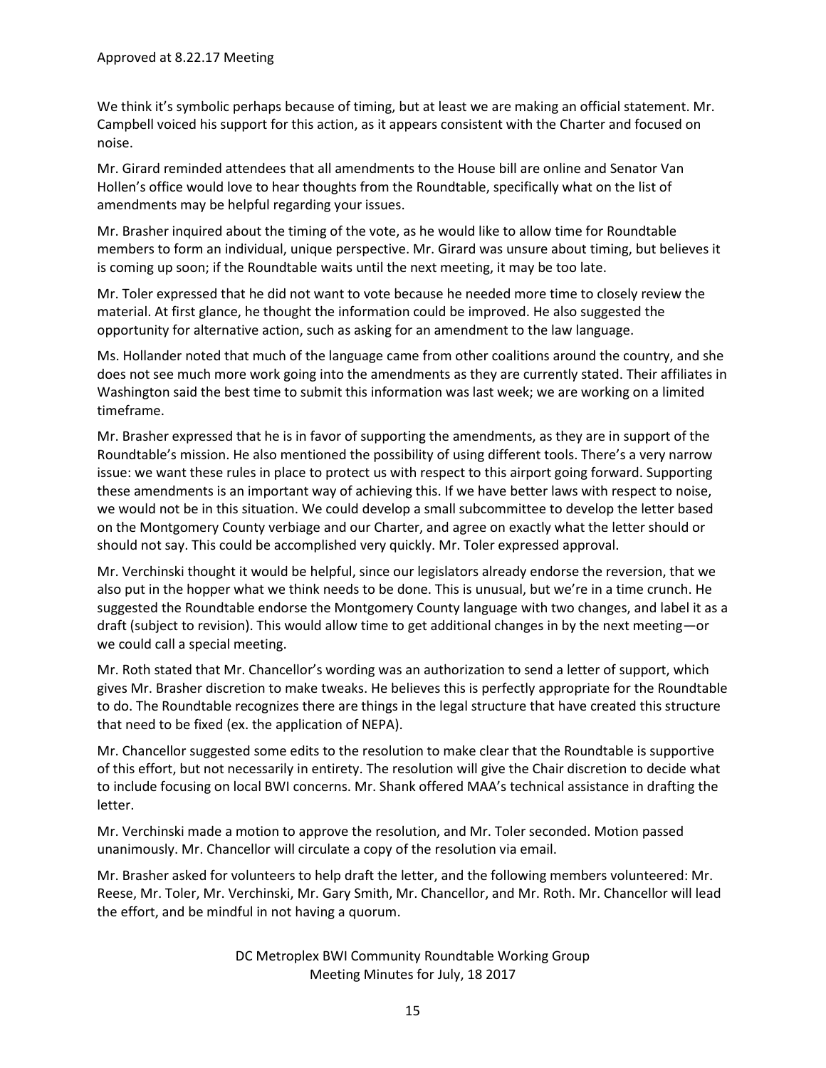We think it's symbolic perhaps because of timing, but at least we are making an official statement. Mr. Campbell voiced his support for this action, as it appears consistent with the Charter and focused on noise.

Mr. Girard reminded attendees that all amendments to the House bill are online and Senator Van Hollen's office would love to hear thoughts from the Roundtable, specifically what on the list of amendments may be helpful regarding your issues.

Mr. Brasher inquired about the timing of the vote, as he would like to allow time for Roundtable members to form an individual, unique perspective. Mr. Girard was unsure about timing, but believes it is coming up soon; if the Roundtable waits until the next meeting, it may be too late.

Mr. Toler expressed that he did not want to vote because he needed more time to closely review the material. At first glance, he thought the information could be improved. He also suggested the opportunity for alternative action, such as asking for an amendment to the law language.

Ms. Hollander noted that much of the language came from other coalitions around the country, and she does not see much more work going into the amendments as they are currently stated. Their affiliates in Washington said the best time to submit this information was last week; we are working on a limited timeframe.

Mr. Brasher expressed that he is in favor of supporting the amendments, as they are in support of the Roundtable's mission. He also mentioned the possibility of using different tools. There's a very narrow issue: we want these rules in place to protect us with respect to this airport going forward. Supporting these amendments is an important way of achieving this. If we have better laws with respect to noise, we would not be in this situation. We could develop a small subcommittee to develop the letter based on the Montgomery County verbiage and our Charter, and agree on exactly what the letter should or should not say. This could be accomplished very quickly. Mr. Toler expressed approval.

Mr. Verchinski thought it would be helpful, since our legislators already endorse the reversion, that we also put in the hopper what we think needs to be done. This is unusual, but we're in a time crunch. He suggested the Roundtable endorse the Montgomery County language with two changes, and label it as a draft (subject to revision). This would allow time to get additional changes in by the next meeting—or we could call a special meeting.

Mr. Roth stated that Mr. Chancellor's wording was an authorization to send a letter of support, which gives Mr. Brasher discretion to make tweaks. He believes this is perfectly appropriate for the Roundtable to do. The Roundtable recognizes there are things in the legal structure that have created this structure that need to be fixed (ex. the application of NEPA).

Mr. Chancellor suggested some edits to the resolution to make clear that the Roundtable is supportive of this effort, but not necessarily in entirety. The resolution will give the Chair discretion to decide what to include focusing on local BWI concerns. Mr. Shank offered MAA's technical assistance in drafting the letter.

Mr. Verchinski made a motion to approve the resolution, and Mr. Toler seconded. Motion passed unanimously. Mr. Chancellor will circulate a copy of the resolution via email.

Mr. Brasher asked for volunteers to help draft the letter, and the following members volunteered: Mr. Reese, Mr. Toler, Mr. Verchinski, Mr. Gary Smith, Mr. Chancellor, and Mr. Roth. Mr. Chancellor will lead the effort, and be mindful in not having a quorum.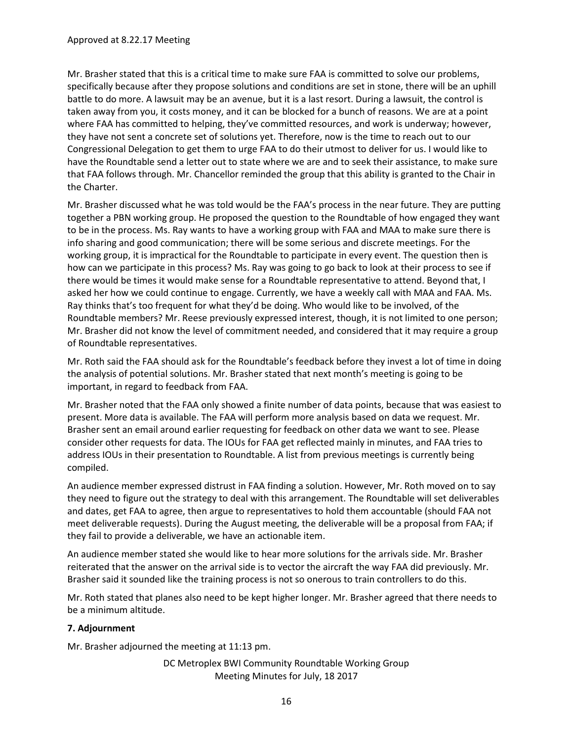Mr. Brasher stated that this is a critical time to make sure FAA is committed to solve our problems, specifically because after they propose solutions and conditions are set in stone, there will be an uphill battle to do more. A lawsuit may be an avenue, but it is a last resort. During a lawsuit, the control is taken away from you, it costs money, and it can be blocked for a bunch of reasons. We are at a point where FAA has committed to helping, they've committed resources, and work is underway; however, they have not sent a concrete set of solutions yet. Therefore, now is the time to reach out to our Congressional Delegation to get them to urge FAA to do their utmost to deliver for us. I would like to have the Roundtable send a letter out to state where we are and to seek their assistance, to make sure that FAA follows through. Mr. Chancellor reminded the group that this ability is granted to the Chair in the Charter.

Mr. Brasher discussed what he was told would be the FAA's process in the near future. They are putting together a PBN working group. He proposed the question to the Roundtable of how engaged they want to be in the process. Ms. Ray wants to have a working group with FAA and MAA to make sure there is info sharing and good communication; there will be some serious and discrete meetings. For the working group, it is impractical for the Roundtable to participate in every event. The question then is how can we participate in this process? Ms. Ray was going to go back to look at their process to see if there would be times it would make sense for a Roundtable representative to attend. Beyond that, I asked her how we could continue to engage. Currently, we have a weekly call with MAA and FAA. Ms. Ray thinks that's too frequent for what they'd be doing. Who would like to be involved, of the Roundtable members? Mr. Reese previously expressed interest, though, it is not limited to one person; Mr. Brasher did not know the level of commitment needed, and considered that it may require a group of Roundtable representatives.

Mr. Roth said the FAA should ask for the Roundtable's feedback before they invest a lot of time in doing the analysis of potential solutions. Mr. Brasher stated that next month's meeting is going to be important, in regard to feedback from FAA.

Mr. Brasher noted that the FAA only showed a finite number of data points, because that was easiest to present. More data is available. The FAA will perform more analysis based on data we request. Mr. Brasher sent an email around earlier requesting for feedback on other data we want to see. Please consider other requests for data. The IOUs for FAA get reflected mainly in minutes, and FAA tries to address IOUs in their presentation to Roundtable. A list from previous meetings is currently being compiled.

An audience member expressed distrust in FAA finding a solution. However, Mr. Roth moved on to say they need to figure out the strategy to deal with this arrangement. The Roundtable will set deliverables and dates, get FAA to agree, then argue to representatives to hold them accountable (should FAA not meet deliverable requests). During the August meeting, the deliverable will be a proposal from FAA; if they fail to provide a deliverable, we have an actionable item.

An audience member stated she would like to hear more solutions for the arrivals side. Mr. Brasher reiterated that the answer on the arrival side is to vector the aircraft the way FAA did previously. Mr. Brasher said it sounded like the training process is not so onerous to train controllers to do this.

Mr. Roth stated that planes also need to be kept higher longer. Mr. Brasher agreed that there needs to be a minimum altitude.

**7. Adjournment**

Mr. Brasher adjourned the meeting at 11:13 pm.